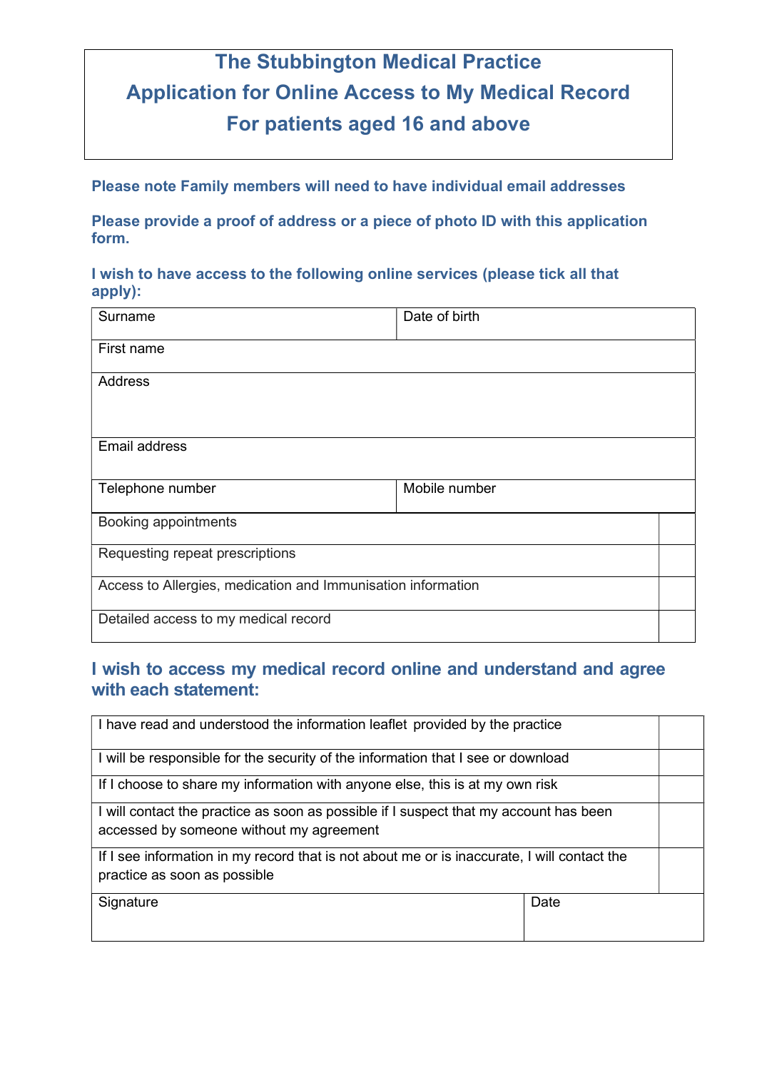# The Stubbington Medical Practice
# Application for Online Access to My Medical Record
# For patients aged 16 and above

**Please note Family members will need to have individual email addresses**

**Please provide a proof of address or a piece of photo ID with this application form.**

**I wish to have access to the following online services (please tick all that apply):**

| Surname | Date of birth |
|---|---|
| First name | |
| Address | |
| Email address | |
| Telephone number | Mobile number |

| Service | |
|---|---|
| Booking appointments | |
| Requesting repeat prescriptions | |
| Access to Allergies, medication and Immunisation information | |
| Detailed access to my medical record | |

## I wish to access my medical record online and understand and agree with each statement:

| Statement | |
|---|---|
| I have read and understood the information leaflet provided by the practice | |
| I will be responsible for the security of the information that I see or download | |
| If I choose to share my information with anyone else, this is at my own risk | |
| I will contact the practice as soon as possible if I suspect that my account has been accessed by someone without my agreement | |
| If I see information in my record that is not about me or is inaccurate, I will contact the practice as soon as possible | |

| Signature | Date |
|---|---|
| | |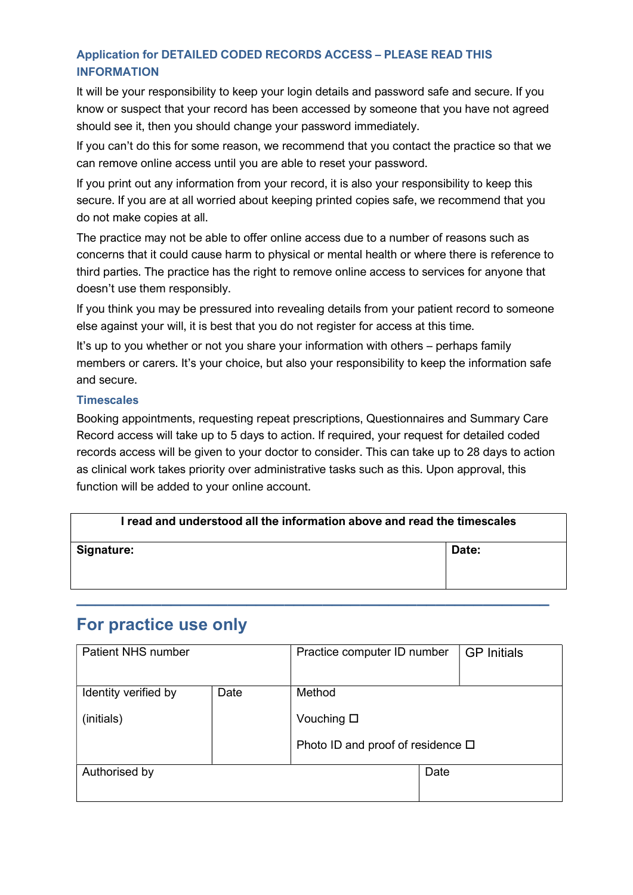### Application for DETAILED CODED RECORDS ACCESS – PLEASE READ THIS INFORMATION

It will be your responsibility to keep your login details and password safe and secure. If you know or suspect that your record has been accessed by someone that you have not agreed should see it, then you should change your password immediately.

If you can't do this for some reason, we recommend that you contact the practice so that we can remove online access until you are able to reset your password.

If you print out any information from your record, it is also your responsibility to keep this secure. If you are at all worried about keeping printed copies safe, we recommend that you do not make copies at all.

The practice may not be able to offer online access due to a number of reasons such as concerns that it could cause harm to physical or mental health or where there is reference to third parties. The practice has the right to remove online access to services for anyone that doesn't use them responsibly.

If you think you may be pressured into revealing details from your patient record to someone else against your will, it is best that you do not register for access at this time.

It's up to you whether or not you share your information with others – perhaps family members or carers. It's your choice, but also your responsibility to keep the information safe and secure.

### Timescales

Booking appointments, requesting repeat prescriptions, Questionnaires and Summary Care Record access will take up to 5 days to action. If required, your request for detailed coded records access will be given to your doctor to consider. This can take up to 28 days to action as clinical work takes priority over administrative tasks such as this. Upon approval, this function will be added to your online account.

| **I read and understood all the information above and read the timescales** | |
|---|---|
| **Signature:** | **Date:** |

## For practice use only

| | | | |
|---|---|---|---|
| Patient NHS number | | Practice computer ID number | GP Initials |
| Identity verified by<br><br>(initials) | Date | Method<br><br>Vouching ☐<br><br>Photo ID and proof of residence ☐ | |
| Authorised by | | Date | |